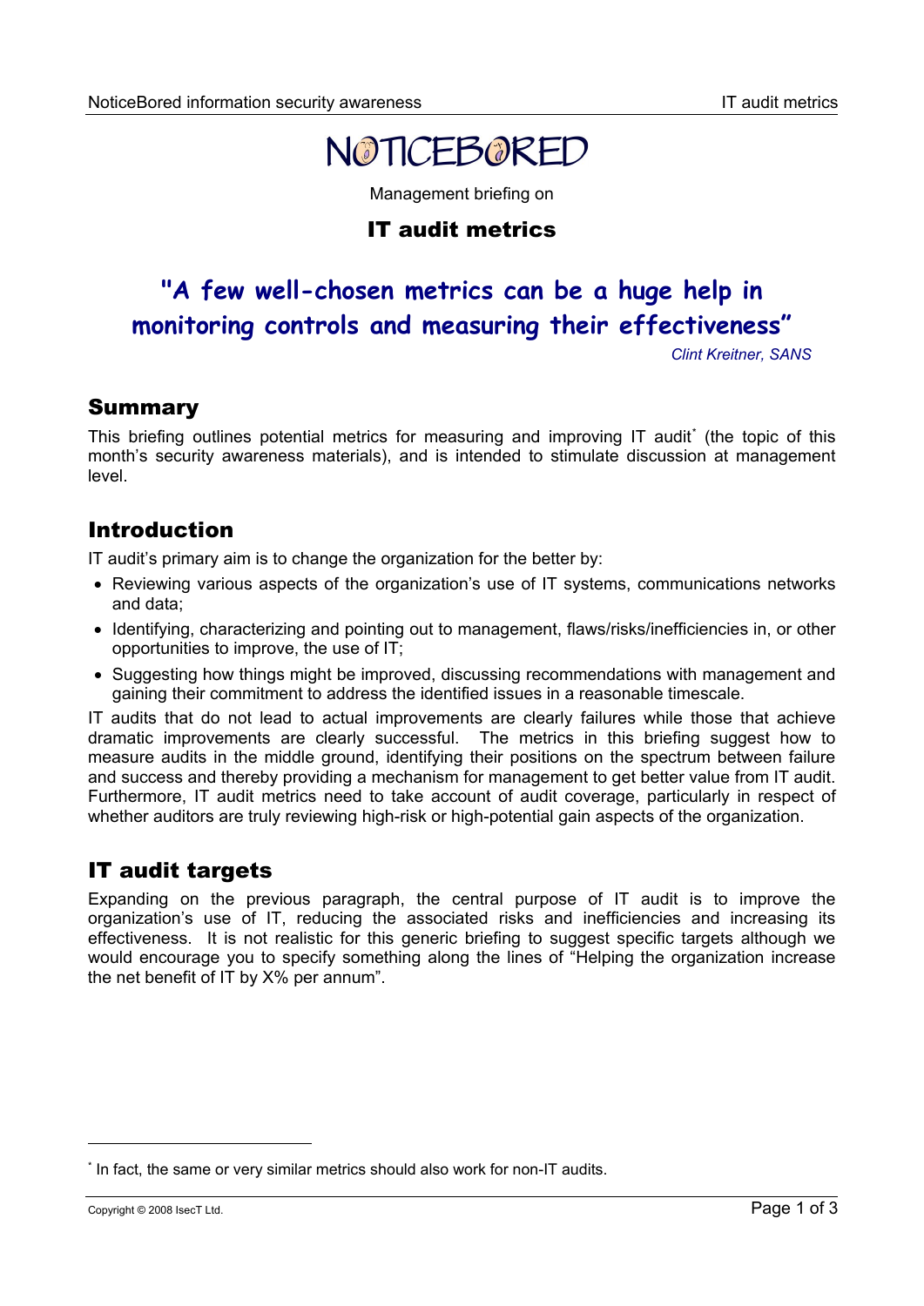# NOTICEBORED

Management briefing on

## IT audit metrics

**"A few well-chosen metrics can be a huge help in monitoring controls and measuring their effectiveness"**

*Clint Kreitner, SANS*

## Summary

This briefing outlines potential metrics for measuring and improving IT audit[*] (the topic of this month's security awareness materials), and is intended to stimulate discussion at management level.

## Introduction

IT audit's primary aim is to change the organization for the better by:

- Reviewing various aspects of the organization's use of IT systems, communications networks and data;
- Identifying, characterizing and pointing out to management, flaws/risks/inefficiencies in, or other opportunities to improve, the use of IT;
- Suggesting how things might be improved, discussing recommendations with management and gaining their commitment to address the identified issues in a reasonable timescale.

IT audits that do not lead to actual improvements are clearly failures while those that achieve dramatic improvements are clearly successful. The metrics in this briefing suggest how to measure audits in the middle ground, identifying their positions on the spectrum between failure and success and thereby providing a mechanism for management to get better value from IT audit. Furthermore, IT audit metrics need to take account of audit coverage, particularly in respect of whether auditors are truly reviewing high-risk or high-potential gain aspects of the organization.

## IT audit targets

Expanding on the previous paragraph, the central purpose of IT audit is to improve the organization's use of IT, reducing the associated risks and inefficiencies and increasing its effectiveness. It is not realistic for this generic briefing to suggest specific targets although we would encourage you to specify something along the lines of "Helping the organization increase the net benefit of IT by X% per annum".

---

[*] In fact, the same or very similar metrics should also work for non-IT audits.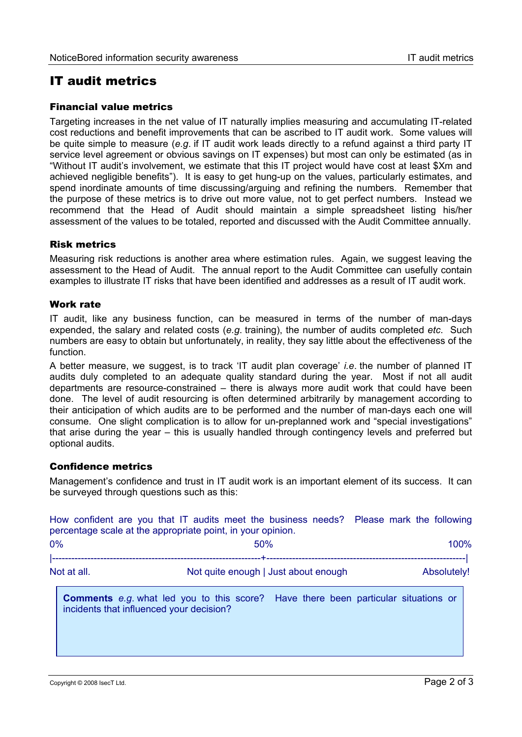# IT audit metrics

## Financial value metrics

Targeting increases in the net value of IT naturally implies measuring and accumulating IT-related cost reductions and benefit improvements that can be ascribed to IT audit work. Some values will be quite simple to measure (*e.g*. if IT audit work leads directly to a refund against a third party IT service level agreement or obvious savings on IT expenses) but most can only be estimated (as in "Without IT audit's involvement, we estimate that this IT project would have cost at least $Xm and achieved negligible benefits"). It is easy to get hung-up on the values, particularly estimates, and spend inordinate amounts of time discussing/arguing and refining the numbers. Remember that the purpose of these metrics is to drive out more value, not to get perfect numbers. Instead we recommend that the Head of Audit should maintain a simple spreadsheet listing his/her assessment of the values to be totaled, reported and discussed with the Audit Committee annually.

## Risk metrics

Measuring risk reductions is another area where estimation rules. Again, we suggest leaving the assessment to the Head of Audit. The annual report to the Audit Committee can usefully contain examples to illustrate IT risks that have been identified and addresses as a result of IT audit work.

## Work rate

IT audit, like any business function, can be measured in terms of the number of man-days expended, the salary and related costs (*e.g*. training), the number of audits completed *etc*. Such numbers are easy to obtain but unfortunately, in reality, they say little about the effectiveness of the function.

A better measure, we suggest, is to track 'IT audit plan coverage' *i.e*. the number of planned IT audits duly completed to an adequate quality standard during the year. Most if not all audit departments are resource-constrained – there is always more audit work that could have been done. The level of audit resourcing is often determined arbitrarily by management according to their anticipation of which audits are to be performed and the number of man-days each one will consume. One slight complication is to allow for un-preplanned work and "special investigations" that arise during the year – this is usually handled through contingency levels and preferred but optional audits.

## Confidence metrics

Management's confidence and trust in IT audit work is an important element of its success. It can be surveyed through questions such as this:

How confident are you that IT audits meet the business needs? Please mark the following percentage scale at the appropriate point, in your opinion.

| 0% | 50% | 100% |
|---|---|---|
| Not at all. | Not quite enough \| Just about enough | Absolutely! |

**Comments** *e.g.* what led you to this score? Have there been particular situations or incidents that influenced your decision?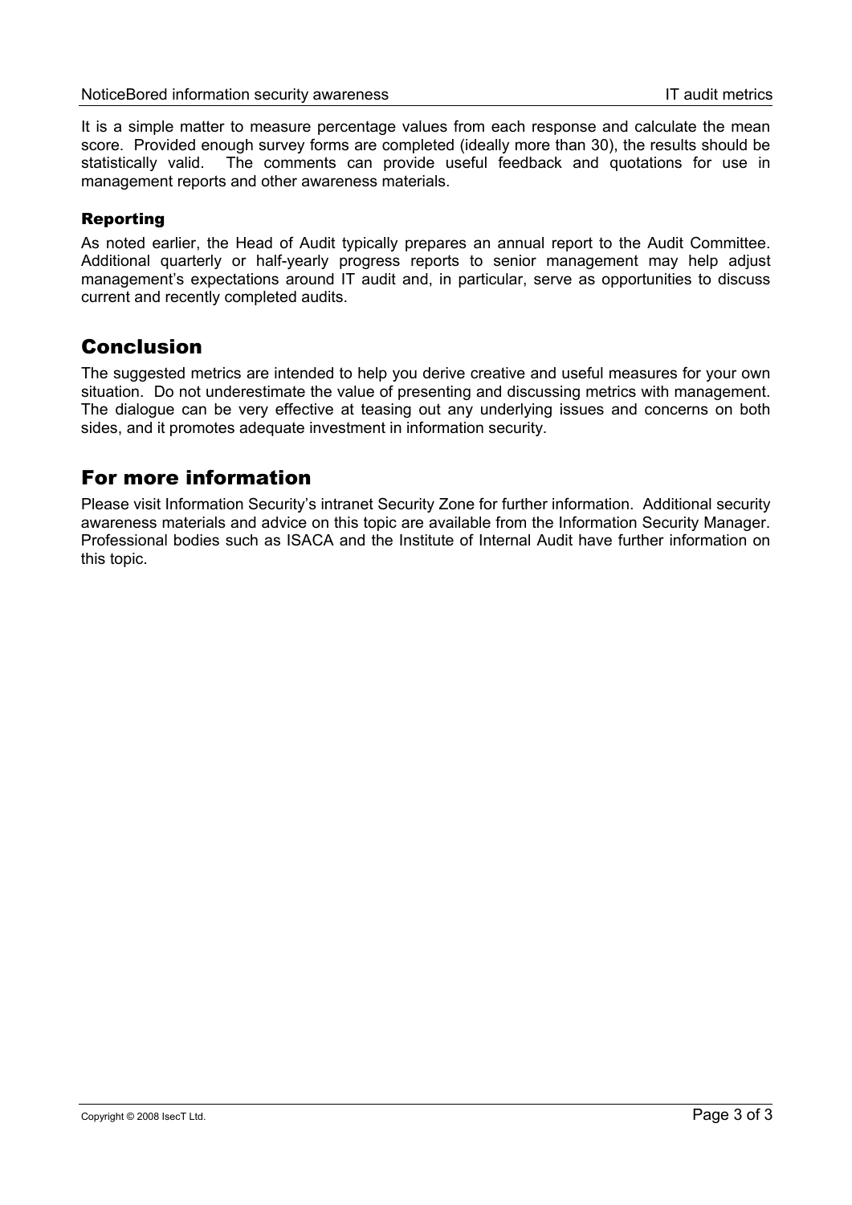It is a simple matter to measure percentage values from each response and calculate the mean score. Provided enough survey forms are completed (ideally more than 30), the results should be statistically valid. The comments can provide useful feedback and quotations for use in management reports and other awareness materials.

### Reporting

As noted earlier, the Head of Audit typically prepares an annual report to the Audit Committee. Additional quarterly or half-yearly progress reports to senior management may help adjust management's expectations around IT audit and, in particular, serve as opportunities to discuss current and recently completed audits.

## Conclusion

The suggested metrics are intended to help you derive creative and useful measures for your own situation. Do not underestimate the value of presenting and discussing metrics with management. The dialogue can be very effective at teasing out any underlying issues and concerns on both sides, and it promotes adequate investment in information security.

## For more information

Please visit Information Security's intranet Security Zone for further information. Additional security awareness materials and advice on this topic are available from the Information Security Manager. Professional bodies such as ISACA and the Institute of Internal Audit have further information on this topic.